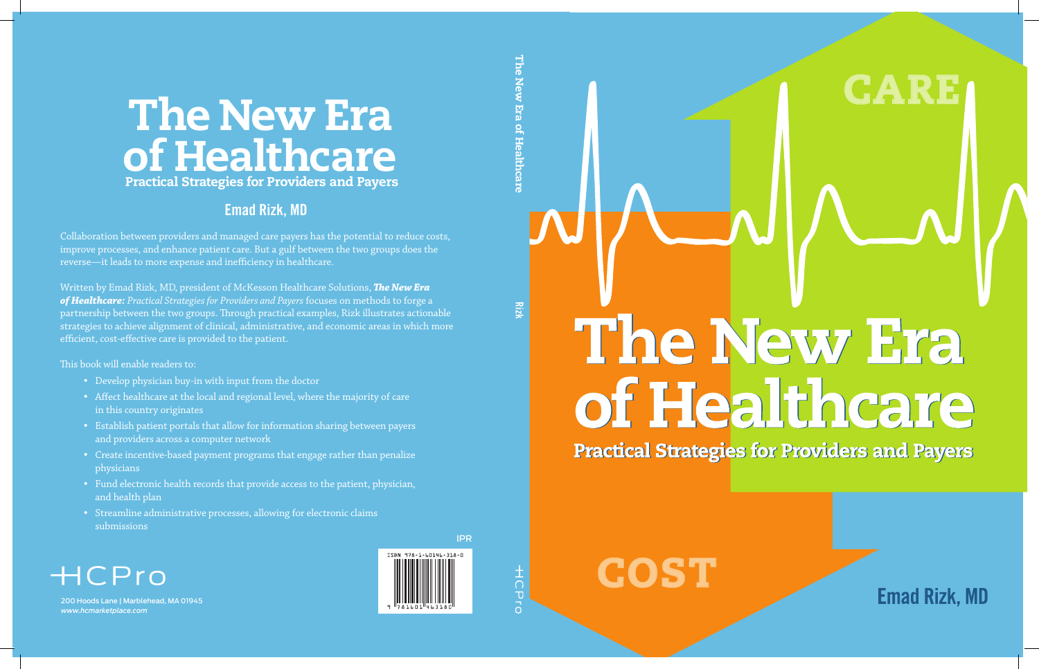# The New Era of Healthcare

## Practical Strategies for Providers and Payers

### Emad Rizk, MD

Collaboration between providers and managed care payers has the potential to reduce costs, improve processes, and enhance patient care. But a gulf between the two groups does the reverse—it leads to more expense and inefficiency in healthcare.

Written by Emad Rizk, MD, president of McKesson Healthcare Solutions, ***The New Era of Healthcare:*** *Practical Strategies for Providers and Payers* focuses on methods to forge a partnership between the two groups. Through practical examples, Rizk illustrates actionable strategies to achieve alignment of clinical, administrative, and economic areas in which more efficient, cost-effective care is provided to the patient.

This book will enable readers to:

- Develop physician buy-in with input from the doctor
- Affect healthcare at the local and regional level, where the majority of care in this country originates
- Establish patient portals that allow for information sharing between payers and providers across a computer network
- Create incentive-based payment programs that engage rather than penalize physicians
- Fund electronic health records that provide access to the patient, physician, and health plan
- Streamline administrative processes, allowing for electronic claims submissions

IPR

ISBN 978-1-60146-318-0

HCPro

200 Hoods Lane | Marblehead, MA 01945
*www.hcmarketplace.com*

The New Era of Healthcare Rizk HCPro

CARE

# The New Era of Healthcare

## Practical Strategies for Providers and Payers

COST

Emad Rizk, MD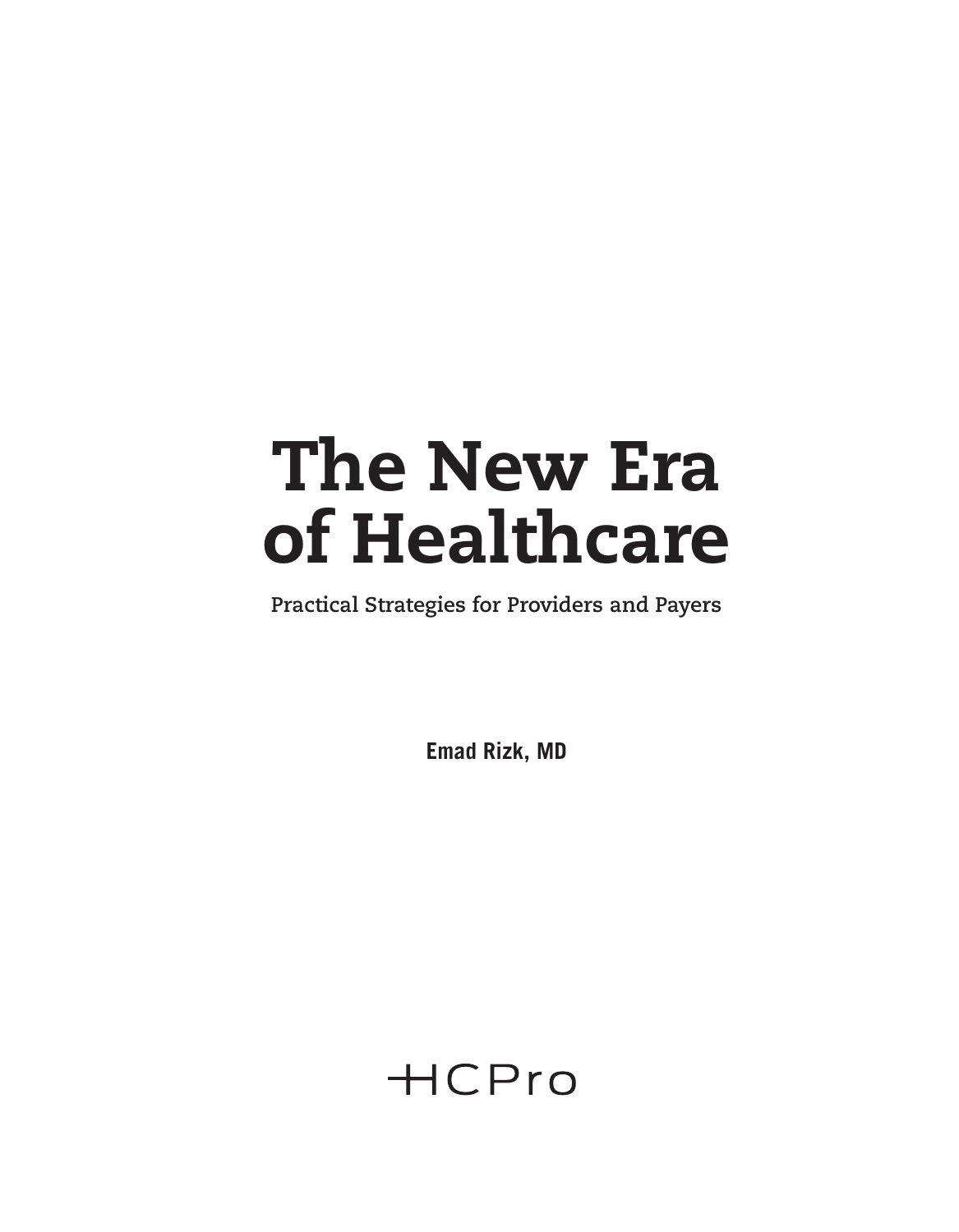# The New Era of Healthcare

**Practical Strategies for Providers and Payers**

**Emad Rizk, MD**

HCPro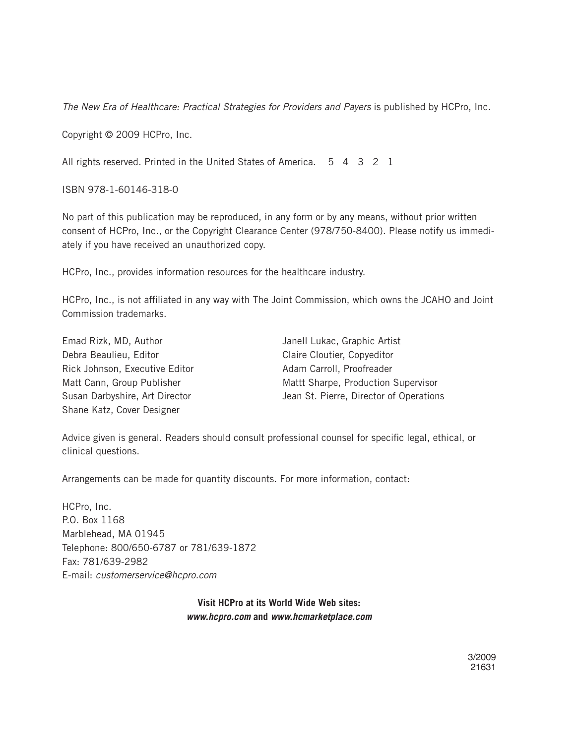*The New Era of Healthcare: Practical Strategies for Providers and Payers* is published by HCPro, Inc.

Copyright © 2009 HCPro, Inc.

All rights reserved. Printed in the United States of America. 5 4 3 2 1

ISBN 978-1-60146-318-0

No part of this publication may be reproduced, in any form or by any means, without prior written consent of HCPro, Inc., or the Copyright Clearance Center (978/750-8400). Please notify us immediately if you have received an unauthorized copy.

HCPro, Inc., provides information resources for the healthcare industry.

HCPro, Inc., is not affiliated in any way with The Joint Commission, which owns the JCAHO and Joint Commission trademarks.

Emad Rizk, MD, Author
Debra Beaulieu, Editor
Rick Johnson, Executive Editor
Matt Cann, Group Publisher
Susan Darbyshire, Art Director
Shane Katz, Cover Designer
Janell Lukac, Graphic Artist
Claire Cloutier, Copyeditor
Adam Carroll, Proofreader
Mattt Sharpe, Production Supervisor
Jean St. Pierre, Director of Operations

Advice given is general. Readers should consult professional counsel for specific legal, ethical, or clinical questions.

Arrangements can be made for quantity discounts. For more information, contact:

HCPro, Inc.
P.O. Box 1168
Marblehead, MA 01945
Telephone: 800/650-6787 or 781/639-1872
Fax: 781/639-2982
E-mail: *customerservice@hcpro.com*

**Visit HCPro at its World Wide Web sites:**
***www.hcpro.com* and *www.hcmarketplace.com***

3/2009
21631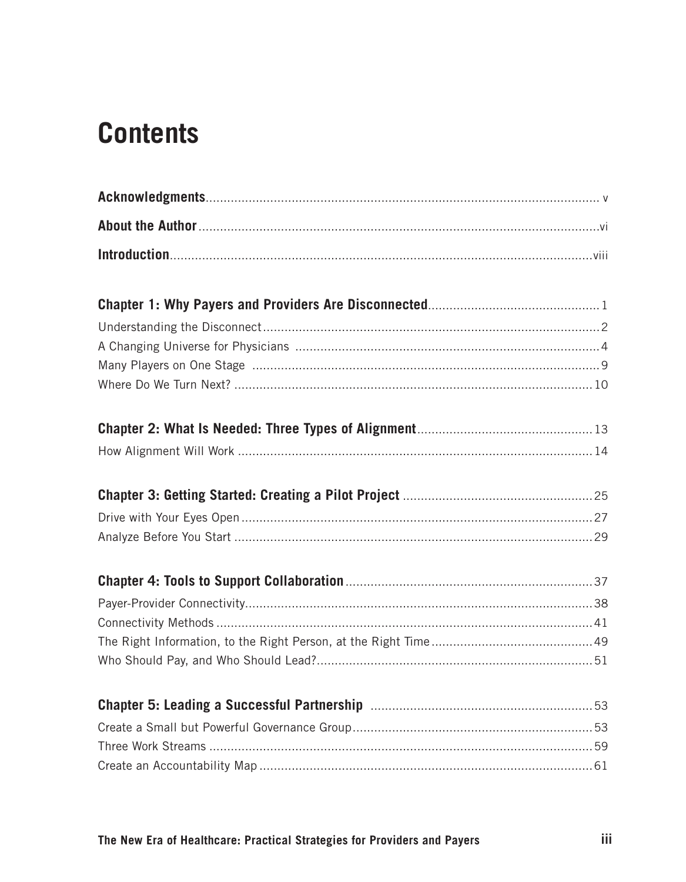# Contents

**Acknowledgments** ..... v

**About the Author** ..... vi

**Introduction** ..... viii

**Chapter 1: Why Payers and Providers Are Disconnected** ..... 1

Understanding the Disconnect ..... 2

A Changing Universe for Physicians ..... 4

Many Players on One Stage ..... 9

Where Do We Turn Next? ..... 10

**Chapter 2: What Is Needed: Three Types of Alignment** ..... 13

How Alignment Will Work ..... 14

**Chapter 3: Getting Started: Creating a Pilot Project** ..... 25

Drive with Your Eyes Open ..... 27

Analyze Before You Start ..... 29

**Chapter 4: Tools to Support Collaboration** ..... 37

Payer-Provider Connectivity ..... 38

Connectivity Methods ..... 41

The Right Information, to the Right Person, at the Right Time ..... 49

Who Should Pay, and Who Should Lead? ..... 51

**Chapter 5: Leading a Successful Partnership** ..... 53

Create a Small but Powerful Governance Group ..... 53

Three Work Streams ..... 59

Create an Accountability Map ..... 61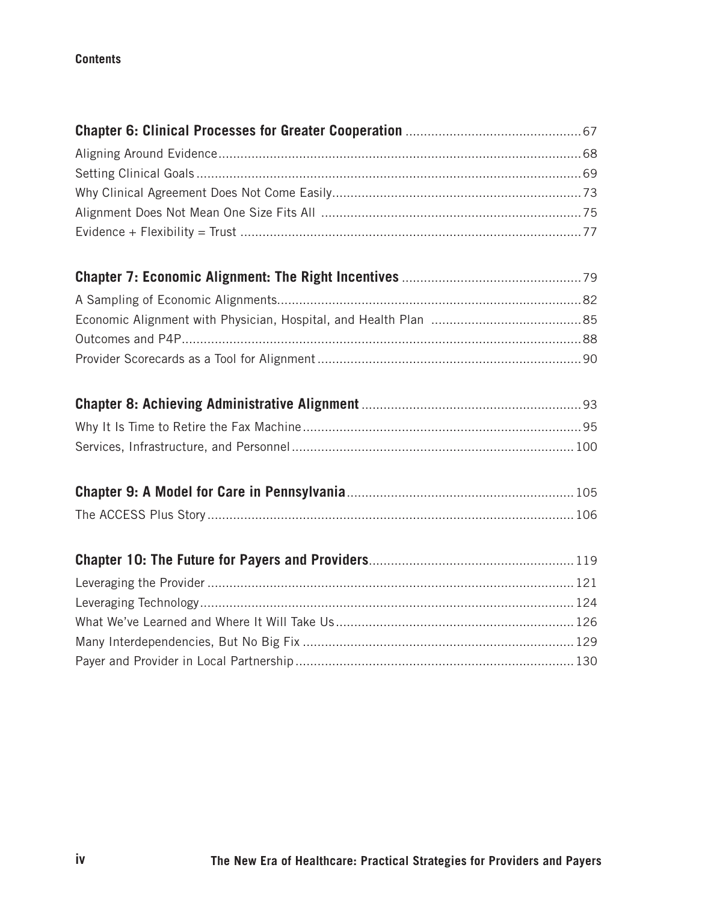**Contents**

| | |
|---|---|
| **Chapter 6: Clinical Processes for Greater Cooperation** | 67 |
| Aligning Around Evidence | 68 |
| Setting Clinical Goals | 69 |
| Why Clinical Agreement Does Not Come Easily | 73 |
| Alignment Does Not Mean One Size Fits All | 75 |
| Evidence + Flexibility = Trust | 77 |
| **Chapter 7: Economic Alignment: The Right Incentives** | 79 |
| A Sampling of Economic Alignments | 82 |
| Economic Alignment with Physician, Hospital, and Health Plan | 85 |
| Outcomes and P4P | 88 |
| Provider Scorecards as a Tool for Alignment | 90 |
| **Chapter 8: Achieving Administrative Alignment** | 93 |
| Why It Is Time to Retire the Fax Machine | 95 |
| Services, Infrastructure, and Personnel | 100 |
| **Chapter 9: A Model for Care in Pennsylvania** | 105 |
| The ACCESS Plus Story | 106 |
| **Chapter 10: The Future for Payers and Providers** | 119 |
| Leveraging the Provider | 121 |
| Leveraging Technology | 124 |
| What We've Learned and Where It Will Take Us | 126 |
| Many Interdependencies, But No Big Fix | 129 |
| Payer and Provider in Local Partnership | 130 |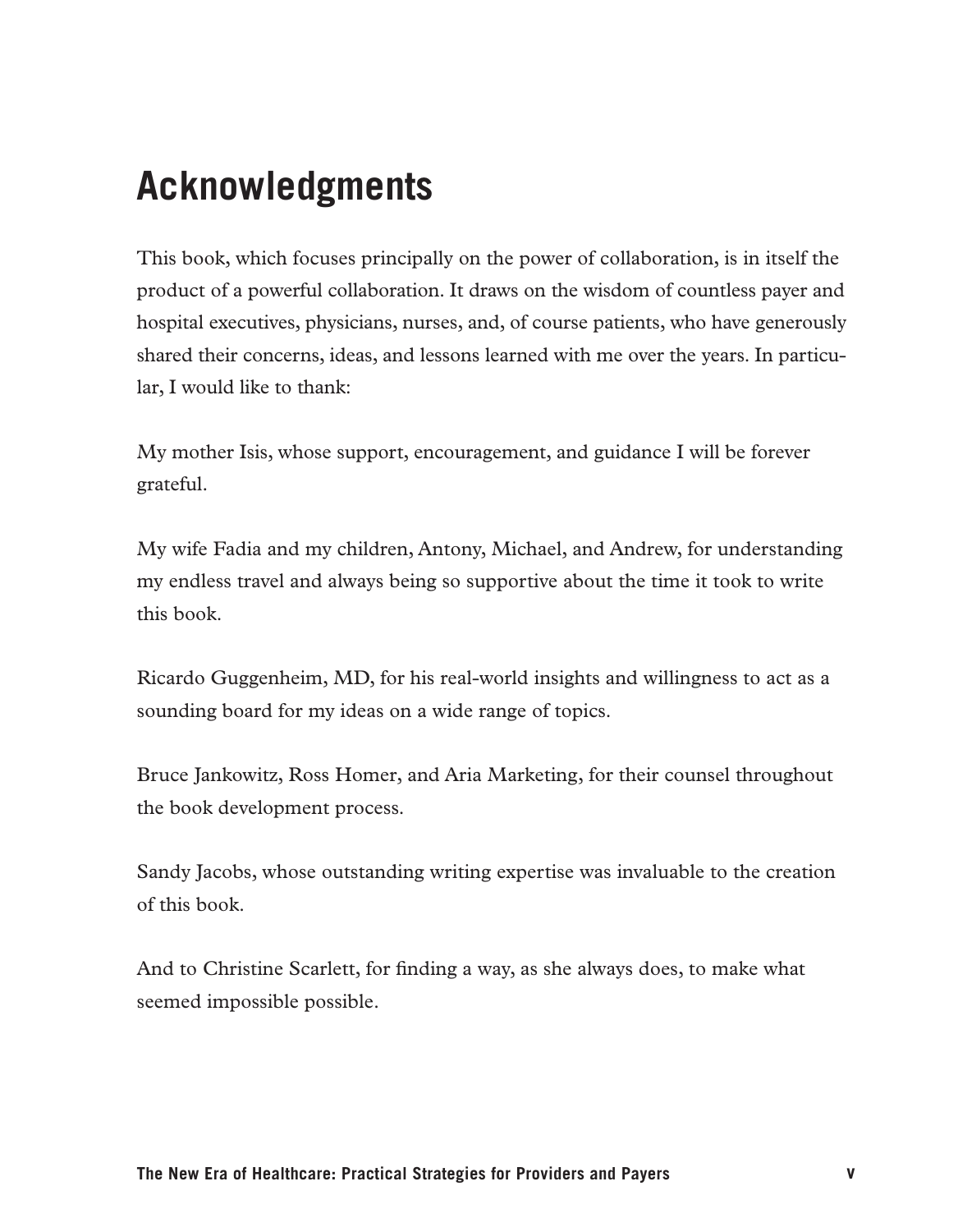# Acknowledgments

This book, which focuses principally on the power of collaboration, is in itself the product of a powerful collaboration. It draws on the wisdom of countless payer and hospital executives, physicians, nurses, and, of course patients, who have generously shared their concerns, ideas, and lessons learned with me over the years. In particular, I would like to thank:

My mother Isis, whose support, encouragement, and guidance I will be forever grateful.

My wife Fadia and my children, Antony, Michael, and Andrew, for understanding my endless travel and always being so supportive about the time it took to write this book.

Ricardo Guggenheim, MD, for his real-world insights and willingness to act as a sounding board for my ideas on a wide range of topics.

Bruce Jankowitz, Ross Homer, and Aria Marketing, for their counsel throughout the book development process.

Sandy Jacobs, whose outstanding writing expertise was invaluable to the creation of this book.

And to Christine Scarlett, for finding a way, as she always does, to make what seemed impossible possible.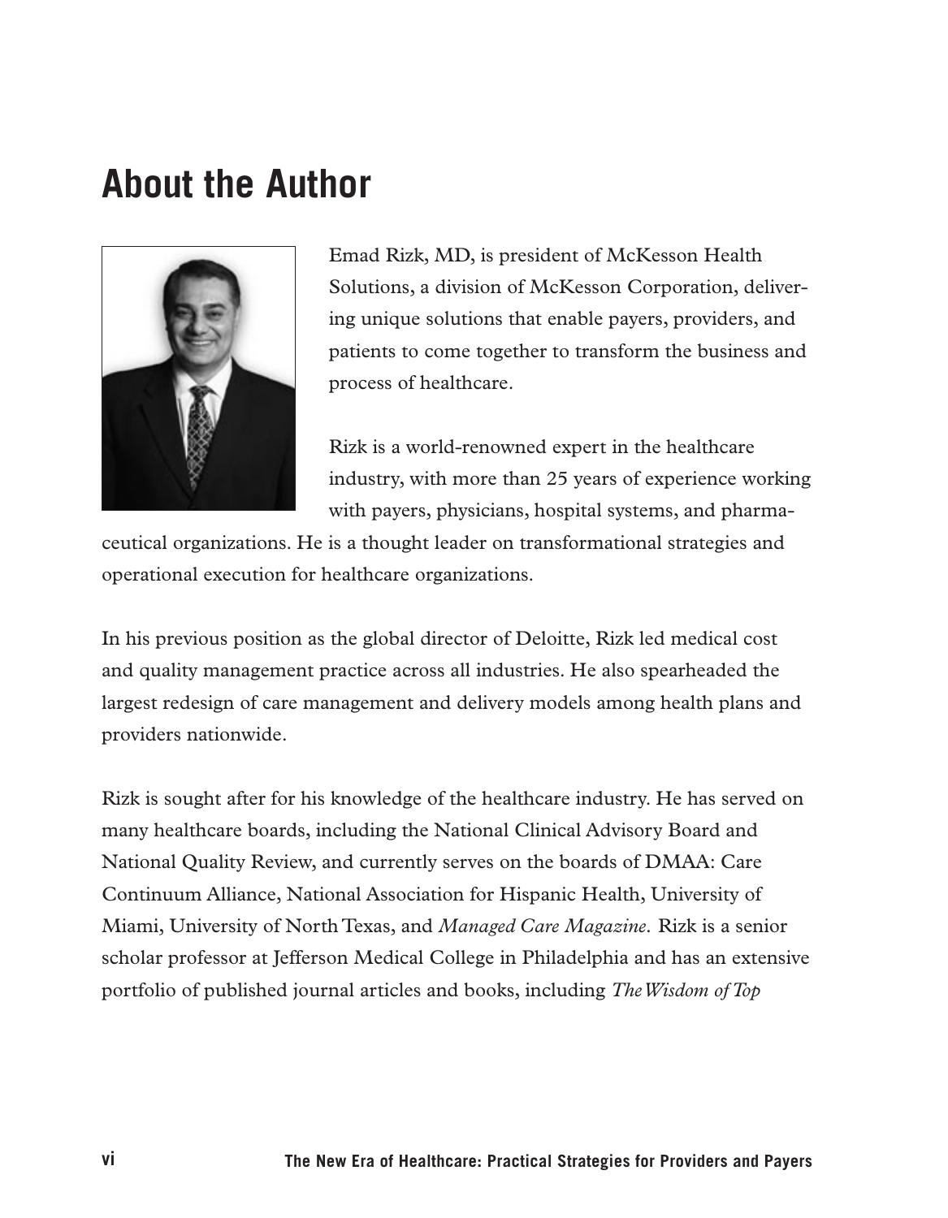# About the Author

Emad Rizk, MD, is president of McKesson Health Solutions, a division of McKesson Corporation, delivering unique solutions that enable payers, providers, and patients to come together to transform the business and process of healthcare.

Rizk is a world-renowned expert in the healthcare industry, with more than 25 years of experience working with payers, physicians, hospital systems, and pharmaceutical organizations. He is a thought leader on transformational strategies and operational execution for healthcare organizations.

In his previous position as the global director of Deloitte, Rizk led medical cost and quality management practice across all industries. He also spearheaded the largest redesign of care management and delivery models among health plans and providers nationwide.

Rizk is sought after for his knowledge of the healthcare industry. He has served on many healthcare boards, including the National Clinical Advisory Board and National Quality Review, and currently serves on the boards of DMAA: Care Continuum Alliance, National Association for Hispanic Health, University of Miami, University of North Texas, and *Managed Care Magazine.* Rizk is a senior scholar professor at Jefferson Medical College in Philadelphia and has an extensive portfolio of published journal articles and books, including *The Wisdom of Top*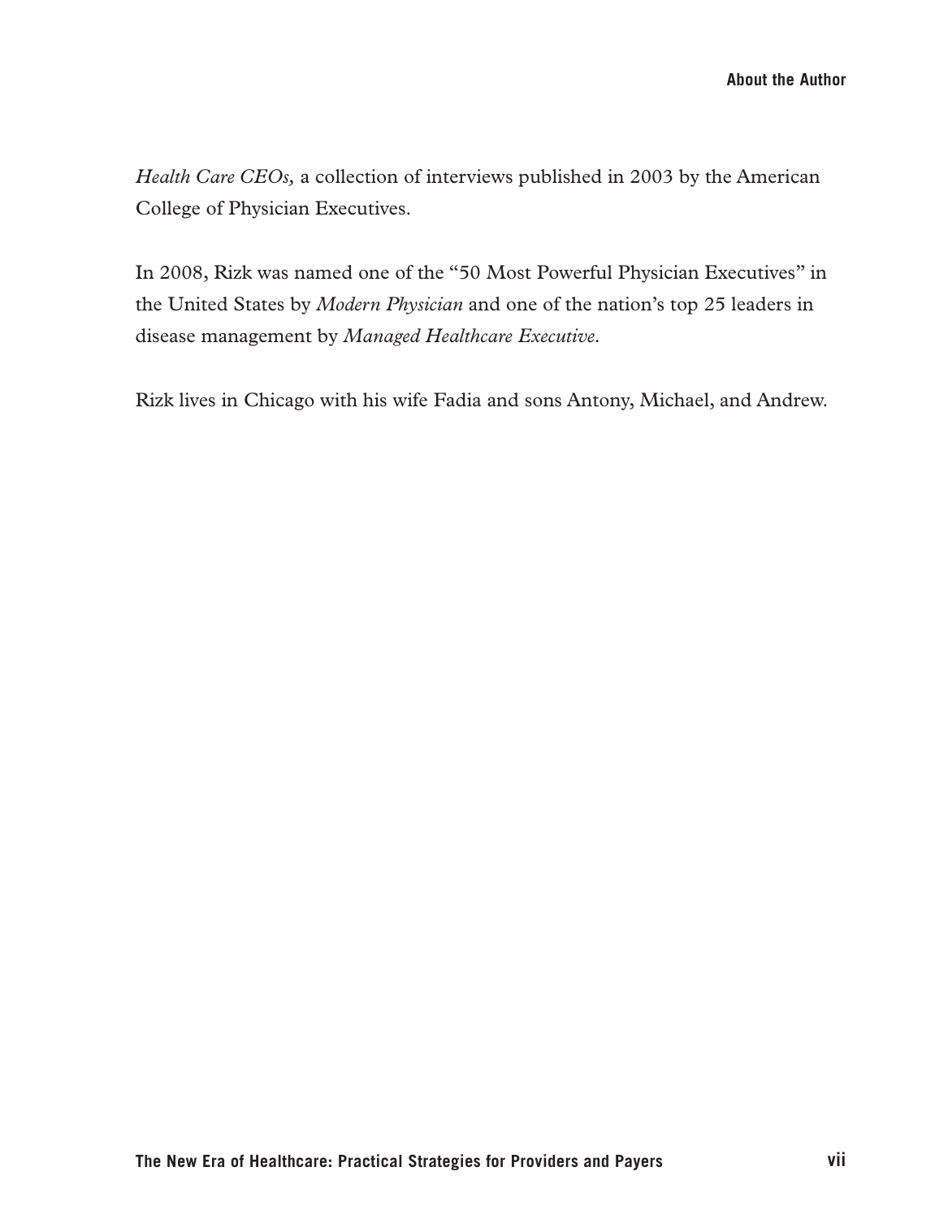*Health Care CEOs,* a collection of interviews published in 2003 by the American College of Physician Executives.

In 2008, Rizk was named one of the "50 Most Powerful Physician Executives" in the United States by *Modern Physician* and one of the nation's top 25 leaders in disease management by *Managed Healthcare Executive*.

Rizk lives in Chicago with his wife Fadia and sons Antony, Michael, and Andrew.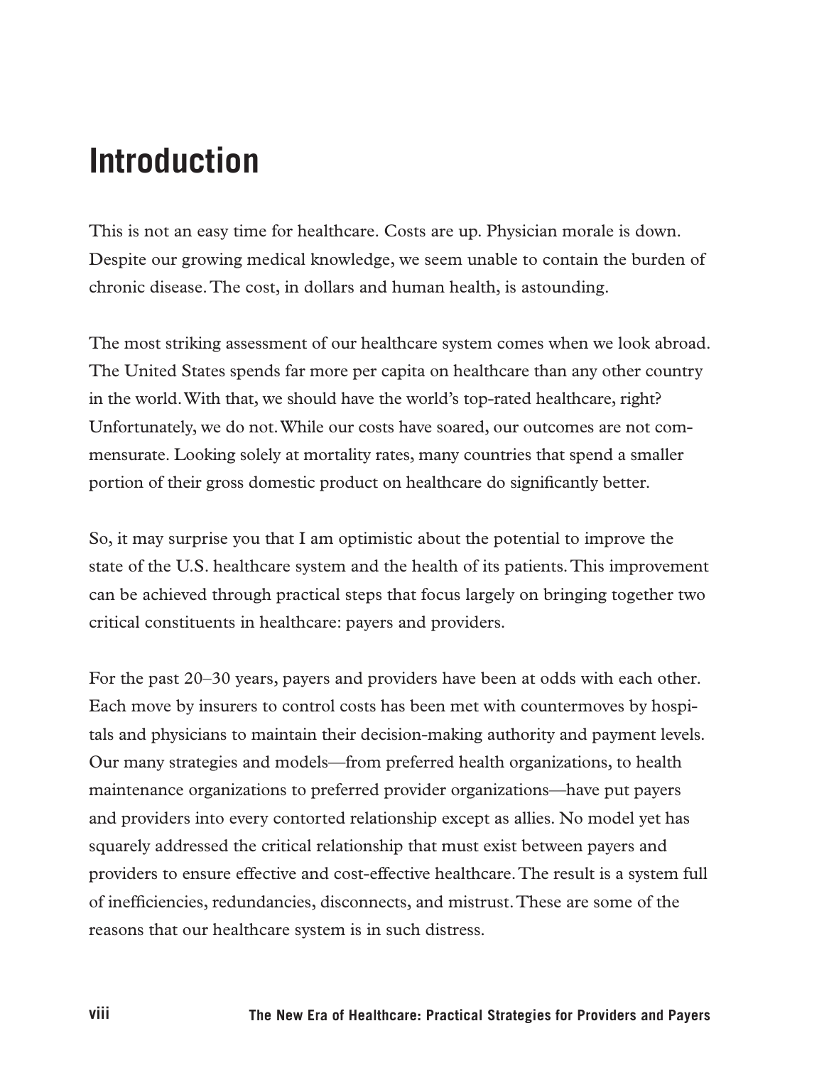# Introduction

This is not an easy time for healthcare. Costs are up. Physician morale is down. Despite our growing medical knowledge, we seem unable to contain the burden of chronic disease. The cost, in dollars and human health, is astounding.

The most striking assessment of our healthcare system comes when we look abroad. The United States spends far more per capita on healthcare than any other country in the world. With that, we should have the world's top-rated healthcare, right? Unfortunately, we do not. While our costs have soared, our outcomes are not commensurate. Looking solely at mortality rates, many countries that spend a smaller portion of their gross domestic product on healthcare do significantly better.

So, it may surprise you that I am optimistic about the potential to improve the state of the U.S. healthcare system and the health of its patients. This improvement can be achieved through practical steps that focus largely on bringing together two critical constituents in healthcare: payers and providers.

For the past 20–30 years, payers and providers have been at odds with each other. Each move by insurers to control costs has been met with countermoves by hospitals and physicians to maintain their decision-making authority and payment levels. Our many strategies and models—from preferred health organizations, to health maintenance organizations to preferred provider organizations—have put payers and providers into every contorted relationship except as allies. No model yet has squarely addressed the critical relationship that must exist between payers and providers to ensure effective and cost-effective healthcare. The result is a system full of inefficiencies, redundancies, disconnects, and mistrust. These are some of the reasons that our healthcare system is in such distress.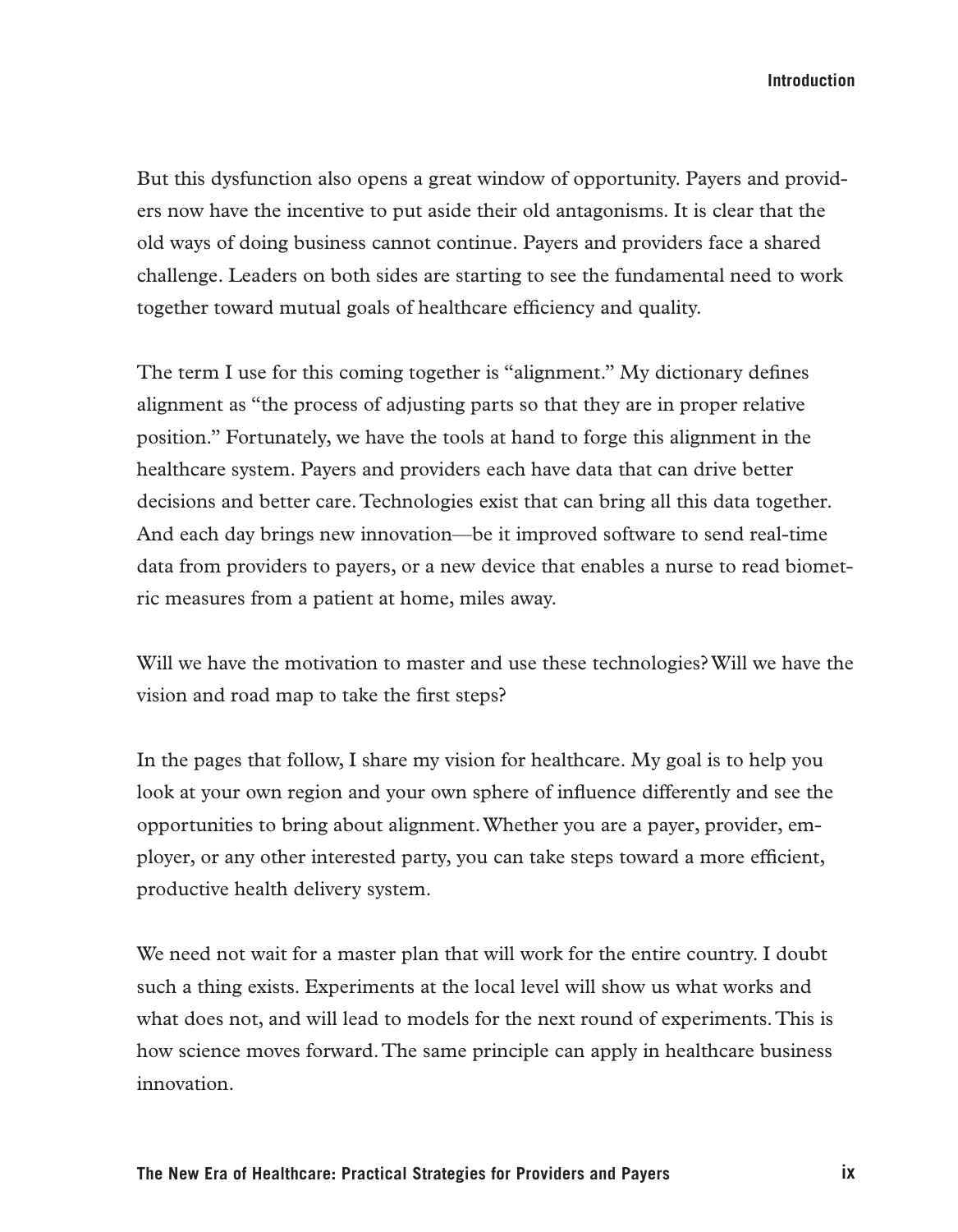But this dysfunction also opens a great window of opportunity. Payers and providers now have the incentive to put aside their old antagonisms. It is clear that the old ways of doing business cannot continue. Payers and providers face a shared challenge. Leaders on both sides are starting to see the fundamental need to work together toward mutual goals of healthcare efficiency and quality.

The term I use for this coming together is "alignment." My dictionary defines alignment as "the process of adjusting parts so that they are in proper relative position." Fortunately, we have the tools at hand to forge this alignment in the healthcare system. Payers and providers each have data that can drive better decisions and better care. Technologies exist that can bring all this data together. And each day brings new innovation—be it improved software to send real-time data from providers to payers, or a new device that enables a nurse to read biometric measures from a patient at home, miles away.

Will we have the motivation to master and use these technologies? Will we have the vision and road map to take the first steps?

In the pages that follow, I share my vision for healthcare. My goal is to help you look at your own region and your own sphere of influence differently and see the opportunities to bring about alignment. Whether you are a payer, provider, employer, or any other interested party, you can take steps toward a more efficient, productive health delivery system.

We need not wait for a master plan that will work for the entire country. I doubt such a thing exists. Experiments at the local level will show us what works and what does not, and will lead to models for the next round of experiments. This is how science moves forward. The same principle can apply in healthcare business innovation.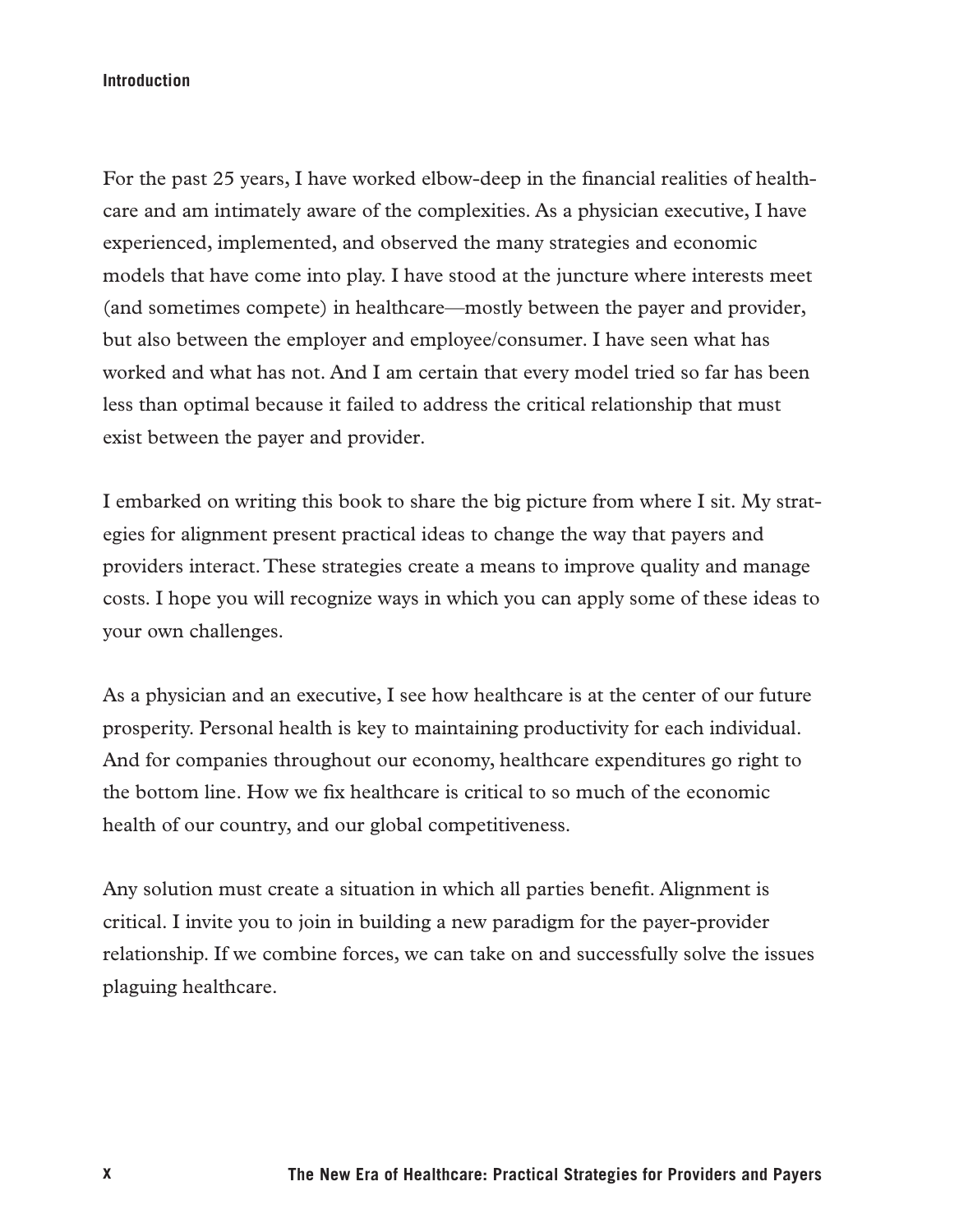For the past 25 years, I have worked elbow-deep in the financial realities of healthcare and am intimately aware of the complexities. As a physician executive, I have experienced, implemented, and observed the many strategies and economic models that have come into play. I have stood at the juncture where interests meet (and sometimes compete) in healthcare—mostly between the payer and provider, but also between the employer and employee/consumer. I have seen what has worked and what has not. And I am certain that every model tried so far has been less than optimal because it failed to address the critical relationship that must exist between the payer and provider.

I embarked on writing this book to share the big picture from where I sit. My strategies for alignment present practical ideas to change the way that payers and providers interact. These strategies create a means to improve quality and manage costs. I hope you will recognize ways in which you can apply some of these ideas to your own challenges.

As a physician and an executive, I see how healthcare is at the center of our future prosperity. Personal health is key to maintaining productivity for each individual. And for companies throughout our economy, healthcare expenditures go right to the bottom line. How we fix healthcare is critical to so much of the economic health of our country, and our global competitiveness.

Any solution must create a situation in which all parties benefit. Alignment is critical. I invite you to join in building a new paradigm for the payer-provider relationship. If we combine forces, we can take on and successfully solve the issues plaguing healthcare.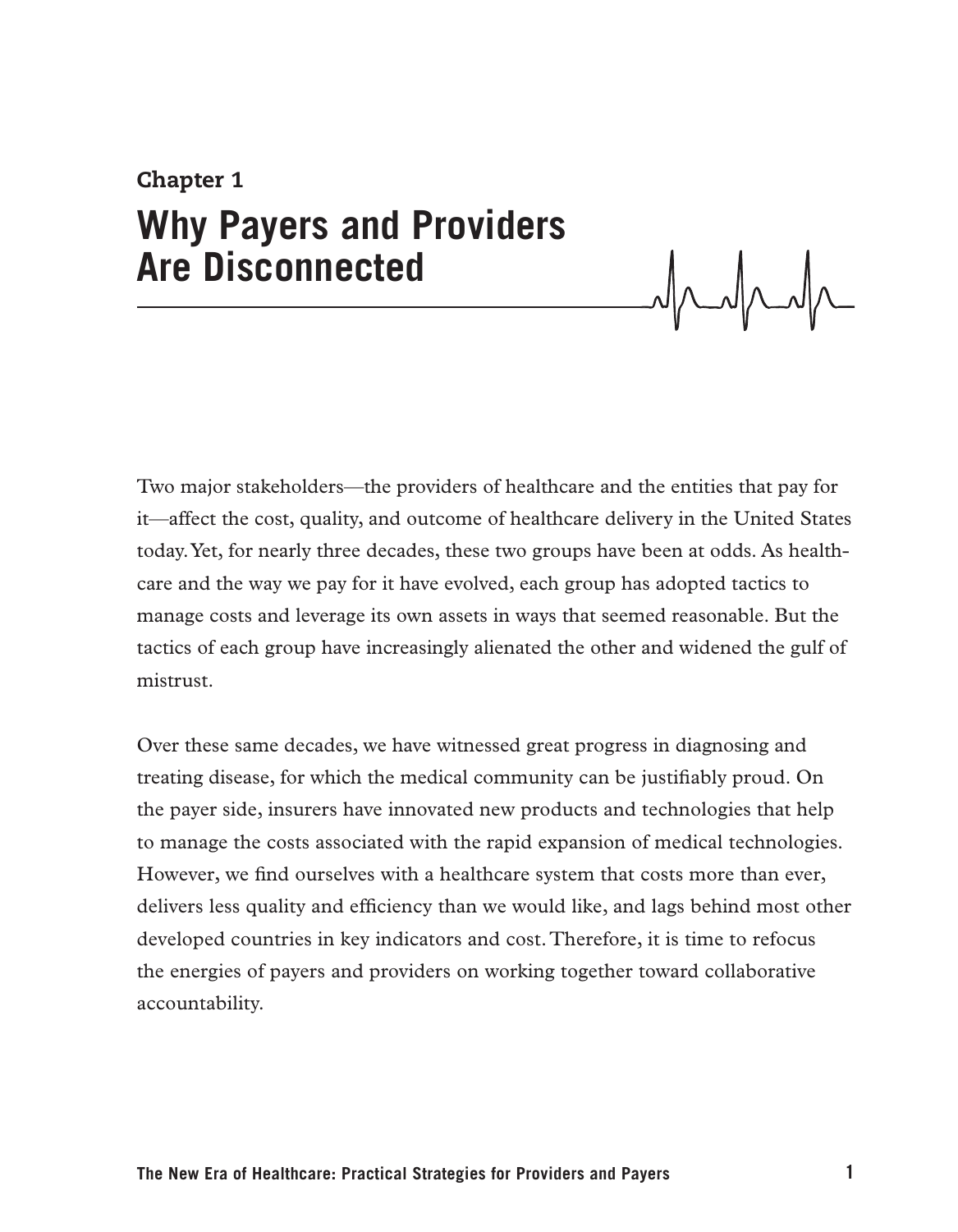# Chapter 1
## Why Payers and Providers Are Disconnected

Two major stakeholders—the providers of healthcare and the entities that pay for it—affect the cost, quality, and outcome of healthcare delivery in the United States today. Yet, for nearly three decades, these two groups have been at odds. As healthcare and the way we pay for it have evolved, each group has adopted tactics to manage costs and leverage its own assets in ways that seemed reasonable. But the tactics of each group have increasingly alienated the other and widened the gulf of mistrust.

Over these same decades, we have witnessed great progress in diagnosing and treating disease, for which the medical community can be justifiably proud. On the payer side, insurers have innovated new products and technologies that help to manage the costs associated with the rapid expansion of medical technologies. However, we find ourselves with a healthcare system that costs more than ever, delivers less quality and efficiency than we would like, and lags behind most other developed countries in key indicators and cost. Therefore, it is time to refocus the energies of payers and providers on working together toward collaborative accountability.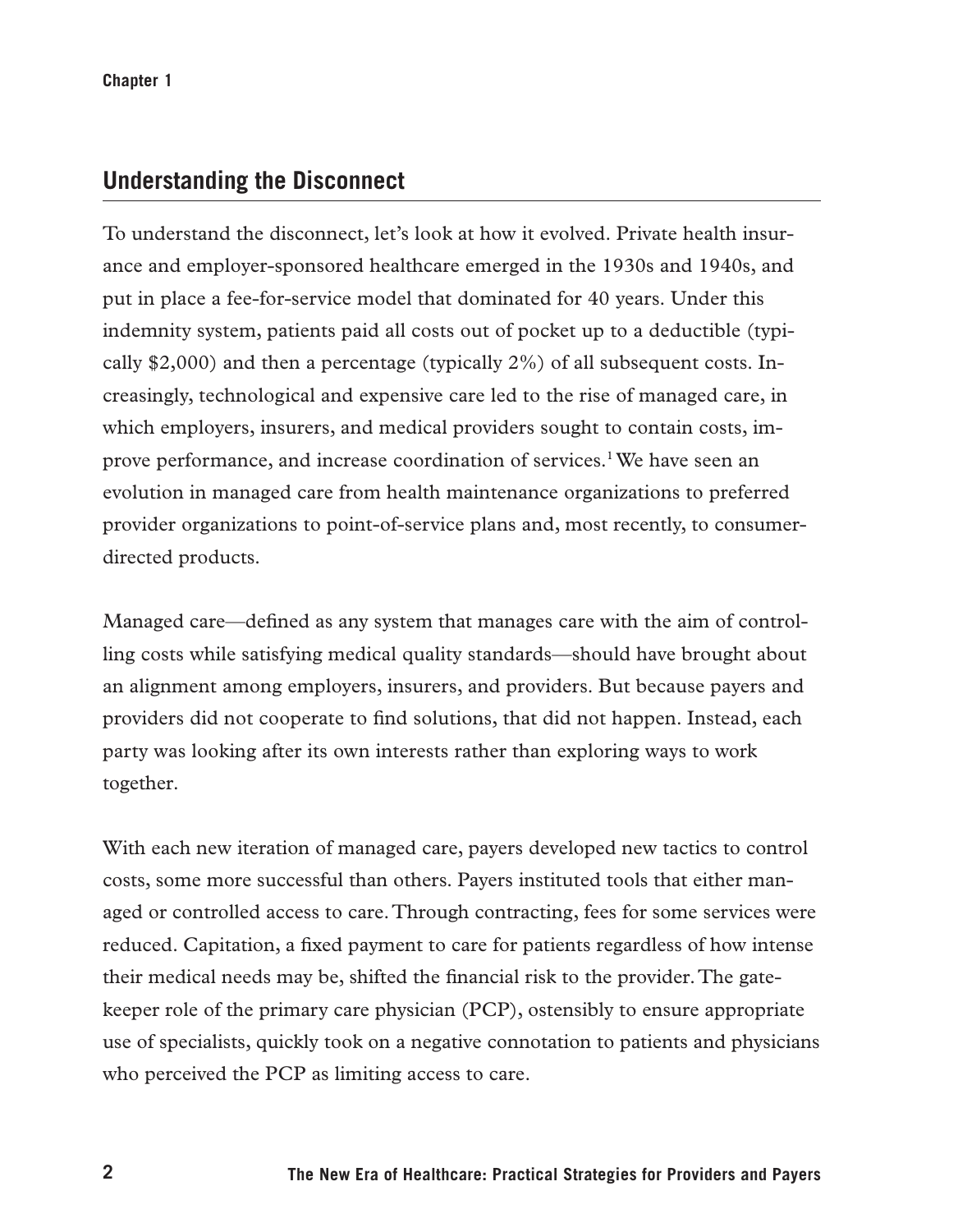## Understanding the Disconnect

To understand the disconnect, let's look at how it evolved. Private health insurance and employer-sponsored healthcare emerged in the 1930s and 1940s, and put in place a fee-for-service model that dominated for 40 years. Under this indemnity system, patients paid all costs out of pocket up to a deductible (typically $2,000) and then a percentage (typically 2%) of all subsequent costs. Increasingly, technological and expensive care led to the rise of managed care, in which employers, insurers, and medical providers sought to contain costs, improve performance, and increase coordination of services.[1] We have seen an evolution in managed care from health maintenance organizations to preferred provider organizations to point-of-service plans and, most recently, to consumer-directed products.

Managed care—defined as any system that manages care with the aim of controlling costs while satisfying medical quality standards—should have brought about an alignment among employers, insurers, and providers. But because payers and providers did not cooperate to find solutions, that did not happen. Instead, each party was looking after its own interests rather than exploring ways to work together.

With each new iteration of managed care, payers developed new tactics to control costs, some more successful than others. Payers instituted tools that either managed or controlled access to care. Through contracting, fees for some services were reduced. Capitation, a fixed payment to care for patients regardless of how intense their medical needs may be, shifted the financial risk to the provider. The gatekeeper role of the primary care physician (PCP), ostensibly to ensure appropriate use of specialists, quickly took on a negative connotation to patients and physicians who perceived the PCP as limiting access to care.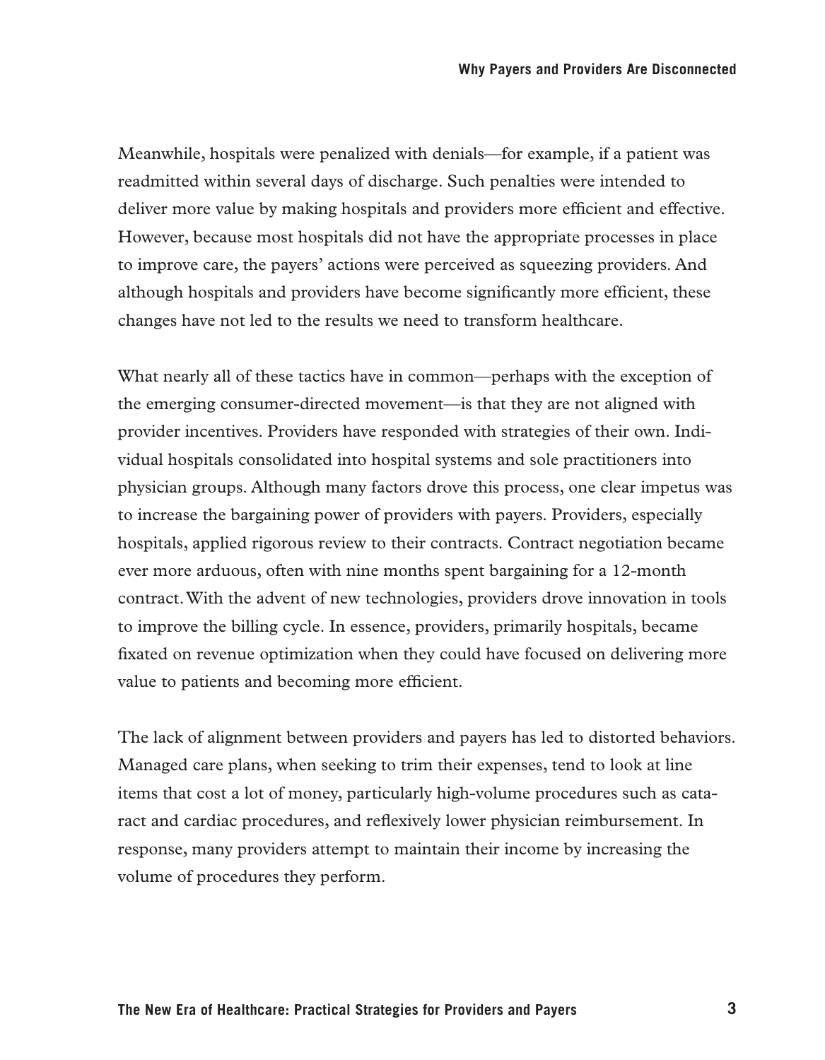Meanwhile, hospitals were penalized with denials—for example, if a patient was readmitted within several days of discharge. Such penalties were intended to deliver more value by making hospitals and providers more efficient and effective. However, because most hospitals did not have the appropriate processes in place to improve care, the payers' actions were perceived as squeezing providers. And although hospitals and providers have become significantly more efficient, these changes have not led to the results we need to transform healthcare.

What nearly all of these tactics have in common—perhaps with the exception of the emerging consumer-directed movement—is that they are not aligned with provider incentives. Providers have responded with strategies of their own. Individual hospitals consolidated into hospital systems and sole practitioners into physician groups. Although many factors drove this process, one clear impetus was to increase the bargaining power of providers with payers. Providers, especially hospitals, applied rigorous review to their contracts. Contract negotiation became ever more arduous, often with nine months spent bargaining for a 12-month contract. With the advent of new technologies, providers drove innovation in tools to improve the billing cycle. In essence, providers, primarily hospitals, became fixated on revenue optimization when they could have focused on delivering more value to patients and becoming more efficient.

The lack of alignment between providers and payers has led to distorted behaviors. Managed care plans, when seeking to trim their expenses, tend to look at line items that cost a lot of money, particularly high-volume procedures such as cataract and cardiac procedures, and reflexively lower physician reimbursement. In response, many providers attempt to maintain their income by increasing the volume of procedures they perform.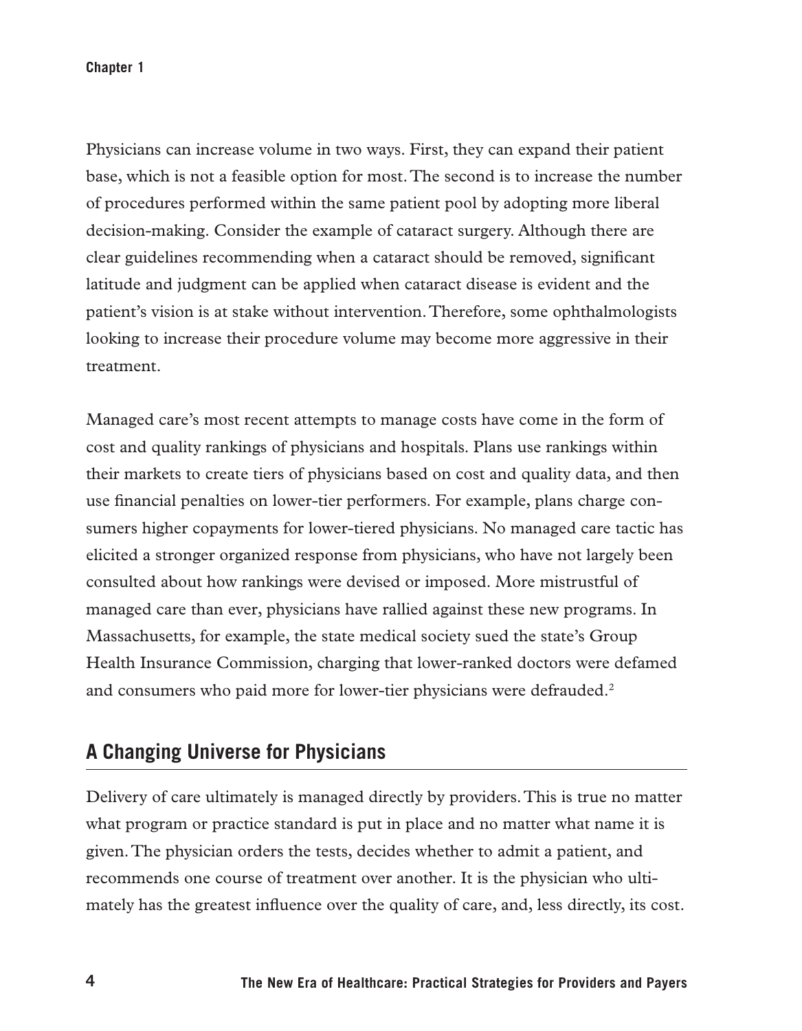Physicians can increase volume in two ways. First, they can expand their patient base, which is not a feasible option for most. The second is to increase the number of procedures performed within the same patient pool by adopting more liberal decision-making. Consider the example of cataract surgery. Although there are clear guidelines recommending when a cataract should be removed, significant latitude and judgment can be applied when cataract disease is evident and the patient's vision is at stake without intervention. Therefore, some ophthalmologists looking to increase their procedure volume may become more aggressive in their treatment.

Managed care's most recent attempts to manage costs have come in the form of cost and quality rankings of physicians and hospitals. Plans use rankings within their markets to create tiers of physicians based on cost and quality data, and then use financial penalties on lower-tier performers. For example, plans charge consumers higher copayments for lower-tiered physicians. No managed care tactic has elicited a stronger organized response from physicians, who have not largely been consulted about how rankings were devised or imposed. More mistrustful of managed care than ever, physicians have rallied against these new programs. In Massachusetts, for example, the state medical society sued the state's Group Health Insurance Commission, charging that lower-ranked doctors were defamed and consumers who paid more for lower-tier physicians were defrauded.[2]

## A Changing Universe for Physicians

Delivery of care ultimately is managed directly by providers. This is true no matter what program or practice standard is put in place and no matter what name it is given. The physician orders the tests, decides whether to admit a patient, and recommends one course of treatment over another. It is the physician who ultimately has the greatest influence over the quality of care, and, less directly, its cost.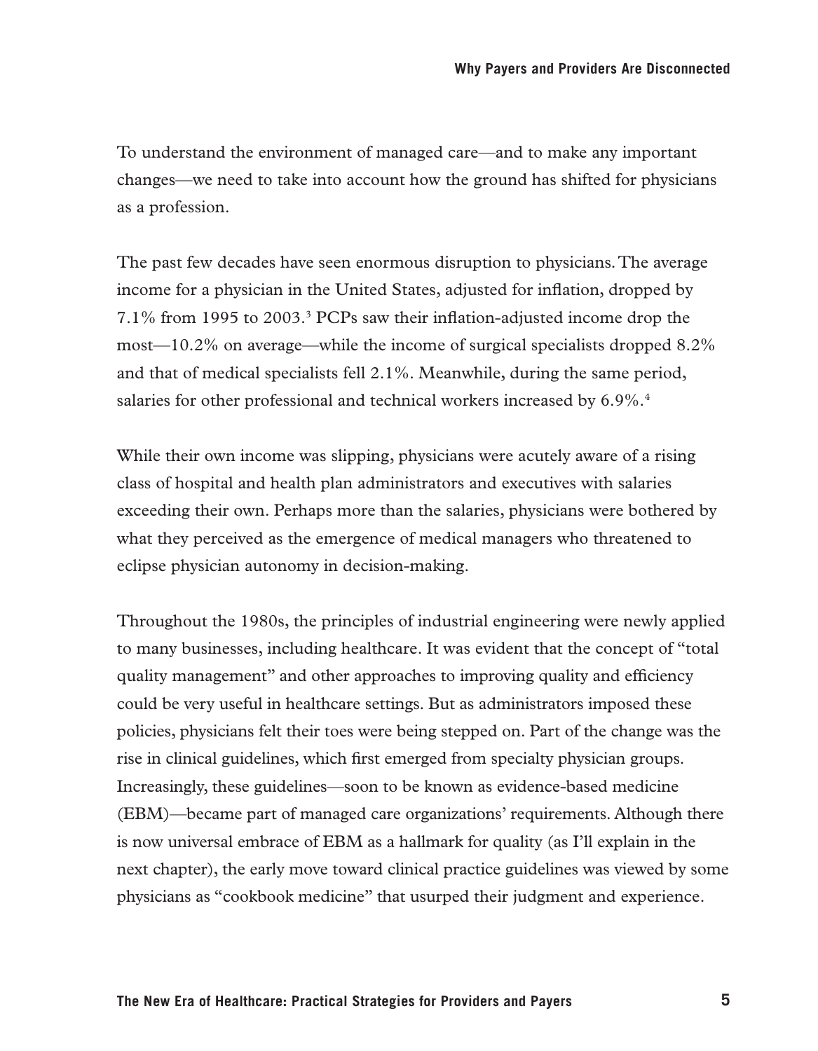To understand the environment of managed care—and to make any important changes—we need to take into account how the ground has shifted for physicians as a profession.

The past few decades have seen enormous disruption to physicians. The average income for a physician in the United States, adjusted for inflation, dropped by 7.1% from 1995 to 2003.[3] PCPs saw their inflation-adjusted income drop the most—10.2% on average—while the income of surgical specialists dropped 8.2% and that of medical specialists fell 2.1%. Meanwhile, during the same period, salaries for other professional and technical workers increased by 6.9%.[4]

While their own income was slipping, physicians were acutely aware of a rising class of hospital and health plan administrators and executives with salaries exceeding their own. Perhaps more than the salaries, physicians were bothered by what they perceived as the emergence of medical managers who threatened to eclipse physician autonomy in decision-making.

Throughout the 1980s, the principles of industrial engineering were newly applied to many businesses, including healthcare. It was evident that the concept of "total quality management" and other approaches to improving quality and efficiency could be very useful in healthcare settings. But as administrators imposed these policies, physicians felt their toes were being stepped on. Part of the change was the rise in clinical guidelines, which first emerged from specialty physician groups. Increasingly, these guidelines—soon to be known as evidence-based medicine (EBM)—became part of managed care organizations' requirements. Although there is now universal embrace of EBM as a hallmark for quality (as I'll explain in the next chapter), the early move toward clinical practice guidelines was viewed by some physicians as "cookbook medicine" that usurped their judgment and experience.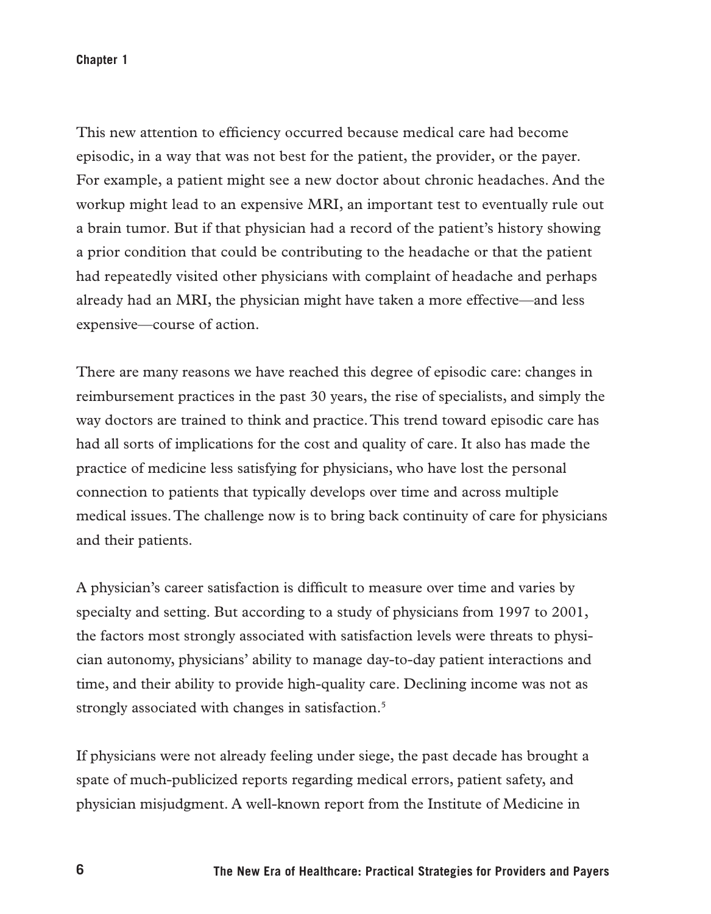This new attention to efficiency occurred because medical care had become episodic, in a way that was not best for the patient, the provider, or the payer. For example, a patient might see a new doctor about chronic headaches. And the workup might lead to an expensive MRI, an important test to eventually rule out a brain tumor. But if that physician had a record of the patient's history showing a prior condition that could be contributing to the headache or that the patient had repeatedly visited other physicians with complaint of headache and perhaps already had an MRI, the physician might have taken a more effective—and less expensive—course of action.

There are many reasons we have reached this degree of episodic care: changes in reimbursement practices in the past 30 years, the rise of specialists, and simply the way doctors are trained to think and practice. This trend toward episodic care has had all sorts of implications for the cost and quality of care. It also has made the practice of medicine less satisfying for physicians, who have lost the personal connection to patients that typically develops over time and across multiple medical issues. The challenge now is to bring back continuity of care for physicians and their patients.

A physician's career satisfaction is difficult to measure over time and varies by specialty and setting. But according to a study of physicians from 1997 to 2001, the factors most strongly associated with satisfaction levels were threats to physician autonomy, physicians' ability to manage day-to-day patient interactions and time, and their ability to provide high-quality care. Declining income was not as strongly associated with changes in satisfaction.[5]

If physicians were not already feeling under siege, the past decade has brought a spate of much-publicized reports regarding medical errors, patient safety, and physician misjudgment. A well-known report from the Institute of Medicine in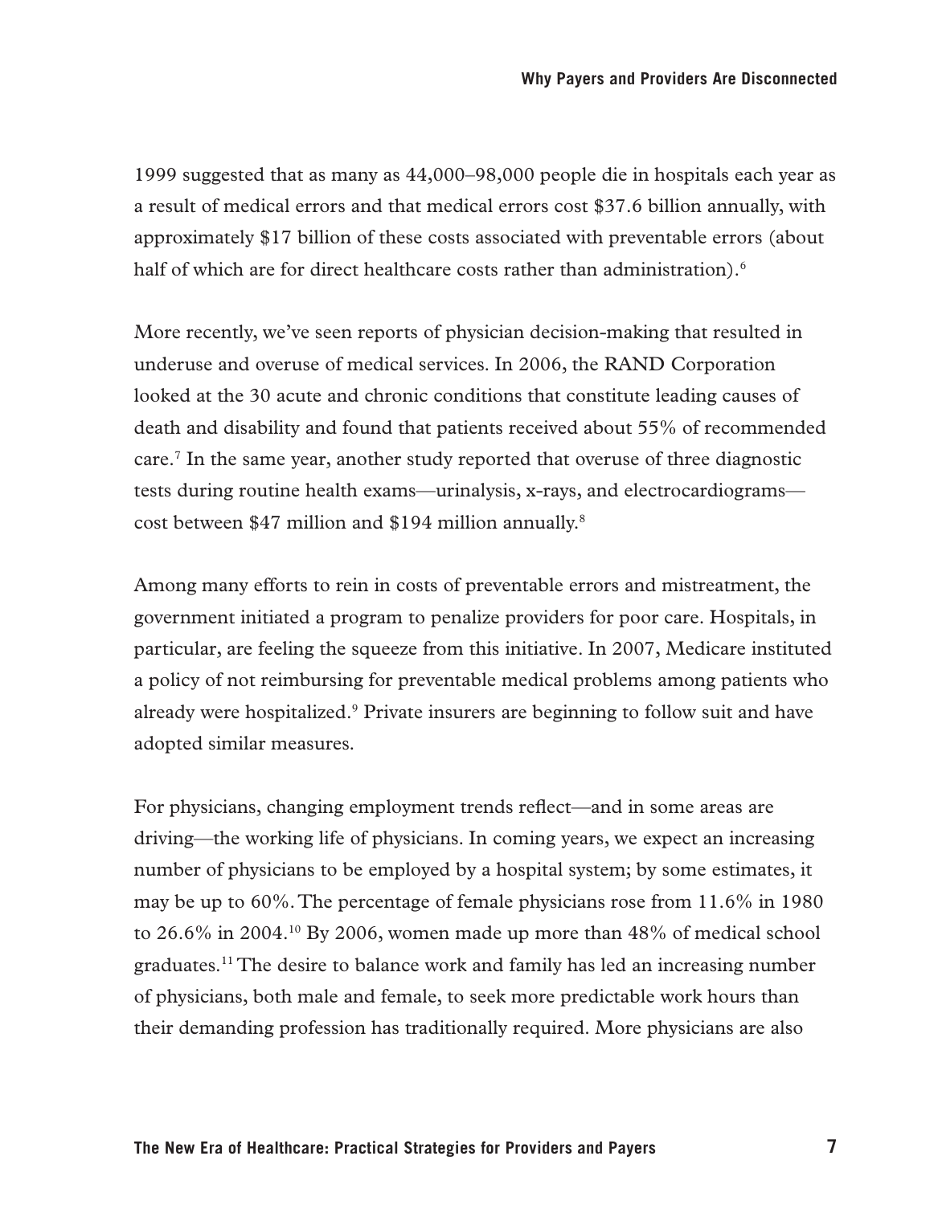1999 suggested that as many as 44,000–98,000 people die in hospitals each year as a result of medical errors and that medical errors cost $37.6 billion annually, with approximately $17 billion of these costs associated with preventable errors (about half of which are for direct healthcare costs rather than administration).[6]

More recently, we've seen reports of physician decision-making that resulted in underuse and overuse of medical services. In 2006, the RAND Corporation looked at the 30 acute and chronic conditions that constitute leading causes of death and disability and found that patients received about 55% of recommended care.[7] In the same year, another study reported that overuse of three diagnostic tests during routine health exams—urinalysis, x-rays, and electrocardiograms—cost between $47 million and $194 million annually.[8]

Among many efforts to rein in costs of preventable errors and mistreatment, the government initiated a program to penalize providers for poor care. Hospitals, in particular, are feeling the squeeze from this initiative. In 2007, Medicare instituted a policy of not reimbursing for preventable medical problems among patients who already were hospitalized.[9] Private insurers are beginning to follow suit and have adopted similar measures.

For physicians, changing employment trends reflect—and in some areas are driving—the working life of physicians. In coming years, we expect an increasing number of physicians to be employed by a hospital system; by some estimates, it may be up to 60%. The percentage of female physicians rose from 11.6% in 1980 to 26.6% in 2004.[10] By 2006, women made up more than 48% of medical school graduates.[11] The desire to balance work and family has led an increasing number of physicians, both male and female, to seek more predictable work hours than their demanding profession has traditionally required. More physicians are also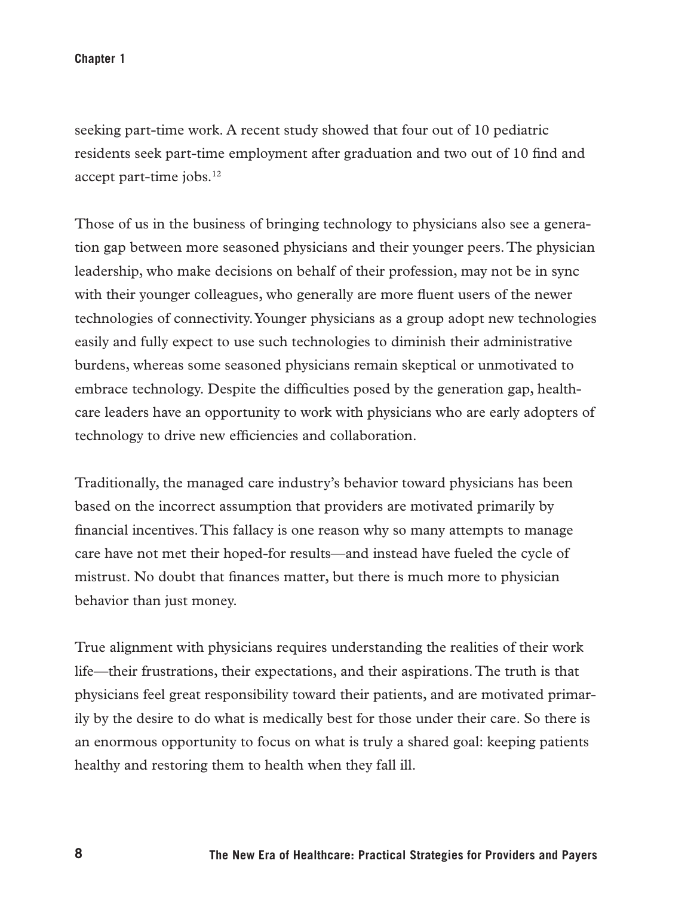seeking part-time work. A recent study showed that four out of 10 pediatric residents seek part-time employment after graduation and two out of 10 find and accept part-time jobs.[12]

Those of us in the business of bringing technology to physicians also see a generation gap between more seasoned physicians and their younger peers. The physician leadership, who make decisions on behalf of their profession, may not be in sync with their younger colleagues, who generally are more fluent users of the newer technologies of connectivity. Younger physicians as a group adopt new technologies easily and fully expect to use such technologies to diminish their administrative burdens, whereas some seasoned physicians remain skeptical or unmotivated to embrace technology. Despite the difficulties posed by the generation gap, healthcare leaders have an opportunity to work with physicians who are early adopters of technology to drive new efficiencies and collaboration.

Traditionally, the managed care industry's behavior toward physicians has been based on the incorrect assumption that providers are motivated primarily by financial incentives. This fallacy is one reason why so many attempts to manage care have not met their hoped-for results—and instead have fueled the cycle of mistrust. No doubt that finances matter, but there is much more to physician behavior than just money.

True alignment with physicians requires understanding the realities of their work life—their frustrations, their expectations, and their aspirations. The truth is that physicians feel great responsibility toward their patients, and are motivated primarily by the desire to do what is medically best for those under their care. So there is an enormous opportunity to focus on what is truly a shared goal: keeping patients healthy and restoring them to health when they fall ill.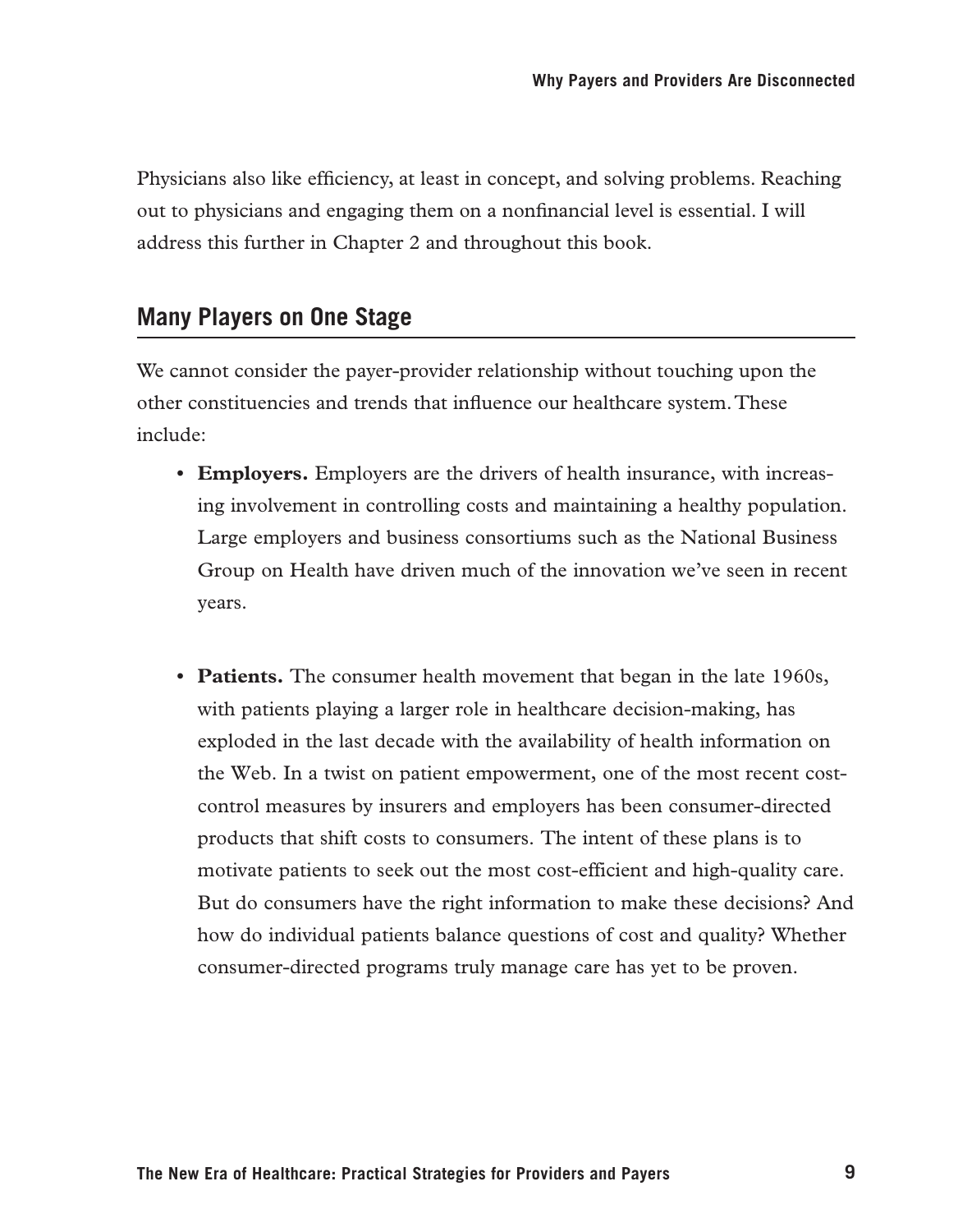Physicians also like efficiency, at least in concept, and solving problems. Reaching out to physicians and engaging them on a nonfinancial level is essential. I will address this further in Chapter 2 and throughout this book.

## Many Players on One Stage

We cannot consider the payer-provider relationship without touching upon the other constituencies and trends that influence our healthcare system. These include:

- **Employers.** Employers are the drivers of health insurance, with increasing involvement in controlling costs and maintaining a healthy population. Large employers and business consortiums such as the National Business Group on Health have driven much of the innovation we've seen in recent years.

- **Patients.** The consumer health movement that began in the late 1960s, with patients playing a larger role in healthcare decision-making, has exploded in the last decade with the availability of health information on the Web. In a twist on patient empowerment, one of the most recent cost-control measures by insurers and employers has been consumer-directed products that shift costs to consumers. The intent of these plans is to motivate patients to seek out the most cost-efficient and high-quality care. But do consumers have the right information to make these decisions? And how do individual patients balance questions of cost and quality? Whether consumer-directed programs truly manage care has yet to be proven.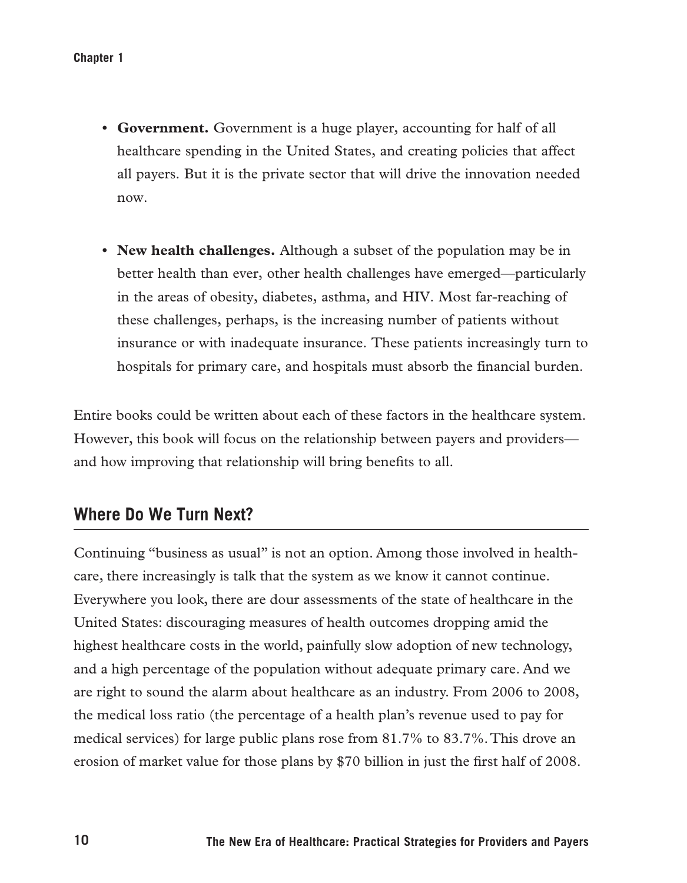- **Government.** Government is a huge player, accounting for half of all healthcare spending in the United States, and creating policies that affect all payers. But it is the private sector that will drive the innovation needed now.

- **New health challenges.** Although a subset of the population may be in better health than ever, other health challenges have emerged—particularly in the areas of obesity, diabetes, asthma, and HIV. Most far-reaching of these challenges, perhaps, is the increasing number of patients without insurance or with inadequate insurance. These patients increasingly turn to hospitals for primary care, and hospitals must absorb the financial burden.

Entire books could be written about each of these factors in the healthcare system. However, this book will focus on the relationship between payers and providers—and how improving that relationship will bring benefits to all.

## Where Do We Turn Next?

Continuing "business as usual" is not an option. Among those involved in healthcare, there increasingly is talk that the system as we know it cannot continue. Everywhere you look, there are dour assessments of the state of healthcare in the United States: discouraging measures of health outcomes dropping amid the highest healthcare costs in the world, painfully slow adoption of new technology, and a high percentage of the population without adequate primary care. And we are right to sound the alarm about healthcare as an industry. From 2006 to 2008, the medical loss ratio (the percentage of a health plan's revenue used to pay for medical services) for large public plans rose from 81.7% to 83.7%. This drove an erosion of market value for those plans by $70 billion in just the first half of 2008.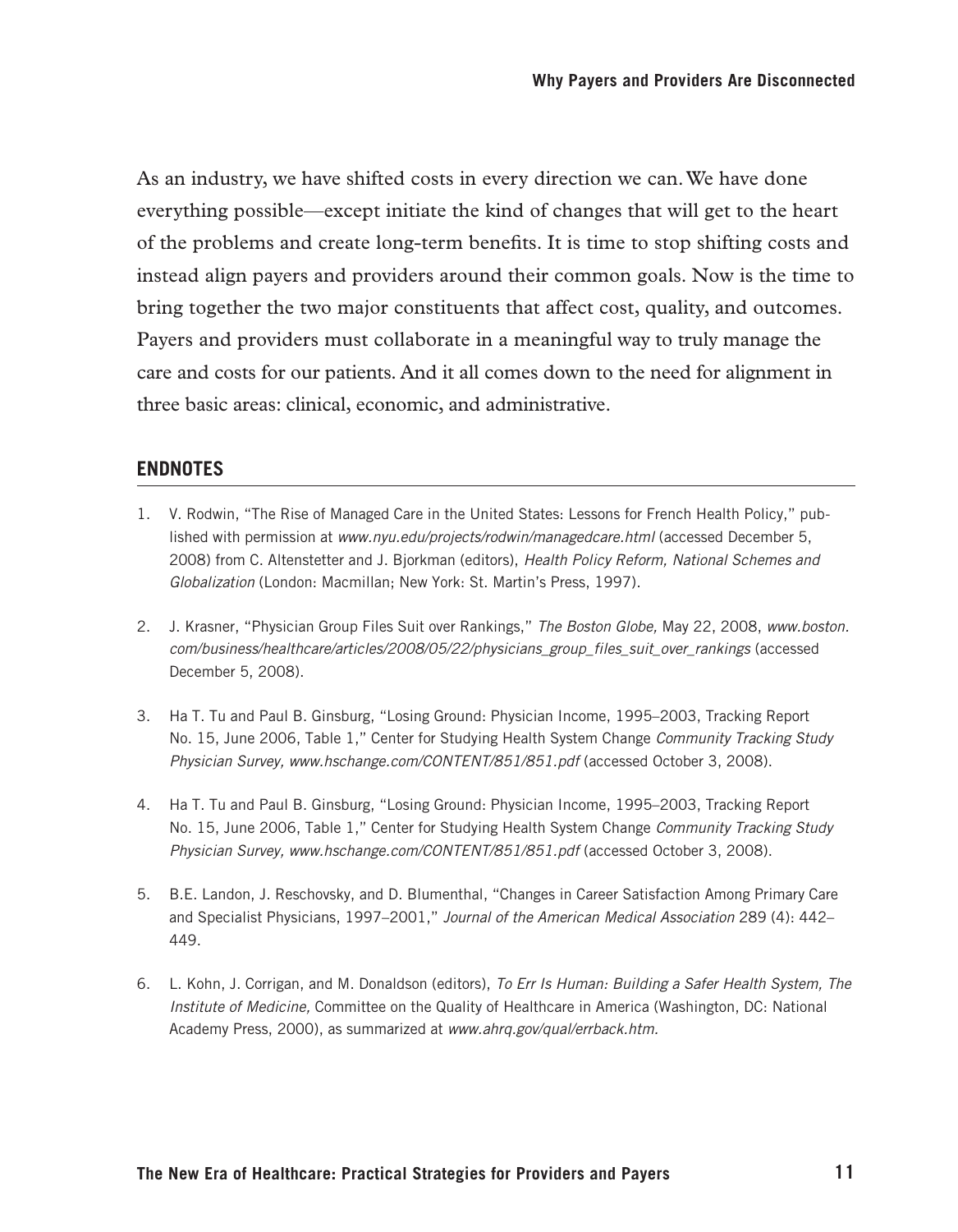As an industry, we have shifted costs in every direction we can. We have done everything possible—except initiate the kind of changes that will get to the heart of the problems and create long-term benefits. It is time to stop shifting costs and instead align payers and providers around their common goals. Now is the time to bring together the two major constituents that affect cost, quality, and outcomes. Payers and providers must collaborate in a meaningful way to truly manage the care and costs for our patients. And it all comes down to the need for alignment in three basic areas: clinical, economic, and administrative.

## ENDNOTES

1. V. Rodwin, "The Rise of Managed Care in the United States: Lessons for French Health Policy," published with permission at *www.nyu.edu/projects/rodwin/managedcare.html* (accessed December 5, 2008) from C. Altenstetter and J. Bjorkman (editors), *Health Policy Reform, National Schemes and Globalization* (London: Macmillan; New York: St. Martin's Press, 1997).

2. J. Krasner, "Physician Group Files Suit over Rankings," *The Boston Globe,* May 22, 2008, *www.boston.com/business/healthcare/articles/2008/05/22/physicians_group_files_suit_over_rankings* (accessed December 5, 2008).

3. Ha T. Tu and Paul B. Ginsburg, "Losing Ground: Physician Income, 1995–2003, Tracking Report No. 15, June 2006, Table 1," Center for Studying Health System Change *Community Tracking Study Physician Survey, www.hschange.com/CONTENT/851/851.pdf* (accessed October 3, 2008).

4. Ha T. Tu and Paul B. Ginsburg, "Losing Ground: Physician Income, 1995–2003, Tracking Report No. 15, June 2006, Table 1," Center for Studying Health System Change *Community Tracking Study Physician Survey, www.hschange.com/CONTENT/851/851.pdf* (accessed October 3, 2008).

5. B.E. Landon, J. Reschovsky, and D. Blumenthal, "Changes in Career Satisfaction Among Primary Care and Specialist Physicians, 1997–2001," *Journal of the American Medical Association* 289 (4): 442–449.

6. L. Kohn, J. Corrigan, and M. Donaldson (editors), *To Err Is Human: Building a Safer Health System, The Institute of Medicine,* Committee on the Quality of Healthcare in America (Washington, DC: National Academy Press, 2000), as summarized at *www.ahrq.gov/qual/errback.htm.*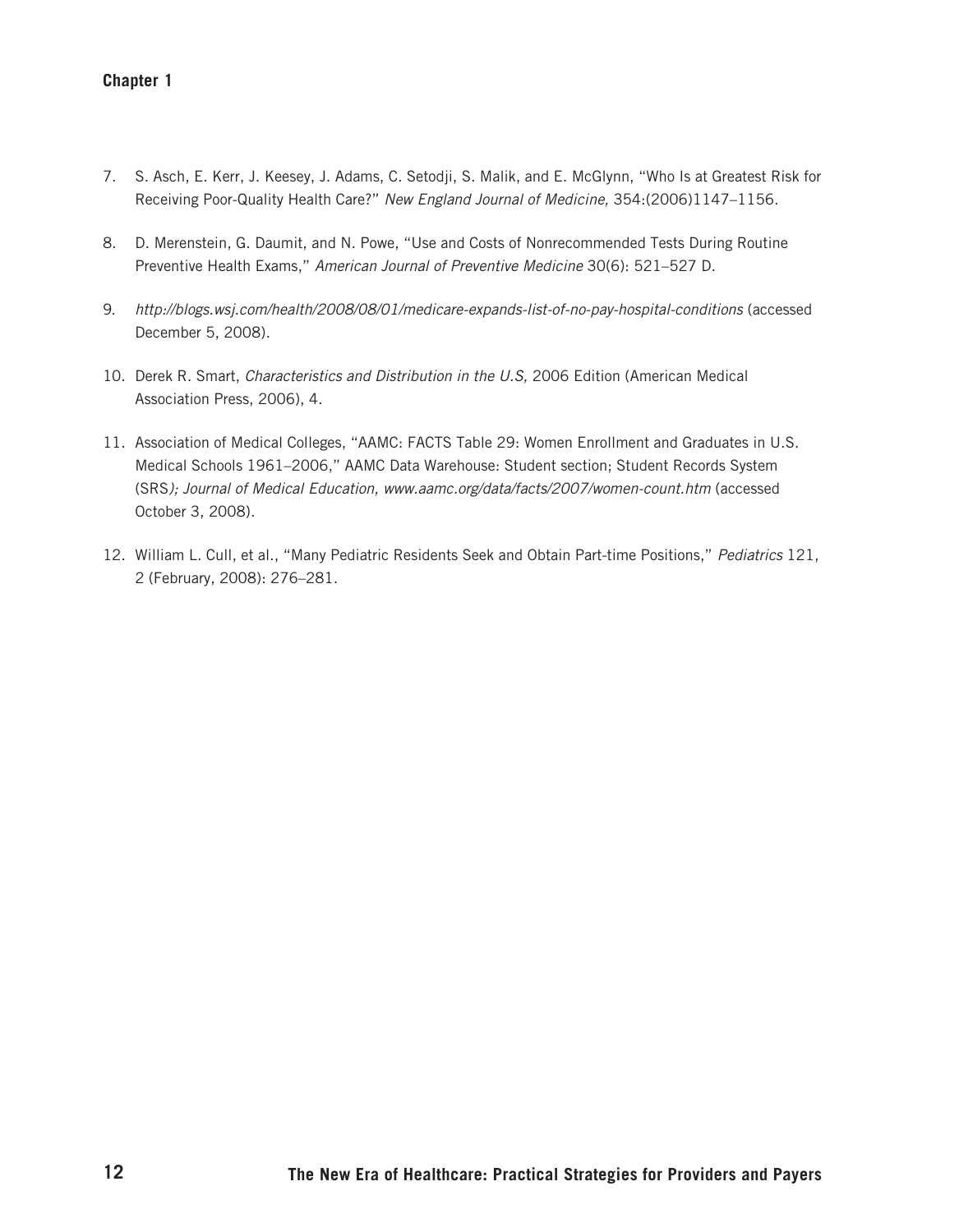7. S. Asch, E. Kerr, J. Keesey, J. Adams, C. Setodji, S. Malik, and E. McGlynn, "Who Is at Greatest Risk for Receiving Poor-Quality Health Care?" *New England Journal of Medicine,* 354:(2006)1147–1156.

8. D. Merenstein, G. Daumit, and N. Powe, "Use and Costs of Nonrecommended Tests During Routine Preventive Health Exams," *American Journal of Preventive Medicine* 30(6): 521–527 D.

9. *http://blogs.wsj.com/health/2008/08/01/medicare-expands-list-of-no-pay-hospital-conditions* (accessed December 5, 2008).

10. Derek R. Smart, *Characteristics and Distribution in the U.S,* 2006 Edition (American Medical Association Press, 2006), 4.

11. Association of Medical Colleges, "AAMC: FACTS Table 29: Women Enrollment and Graduates in U.S. Medical Schools 1961–2006," AAMC Data Warehouse: Student section; Student Records System (SRS*); Journal of Medical Education, www.aamc.org/data/facts/2007/women-count.htm* (accessed October 3, 2008).

12. William L. Cull, et al., "Many Pediatric Residents Seek and Obtain Part-time Positions," *Pediatrics* 121, 2 (February, 2008): 276–281.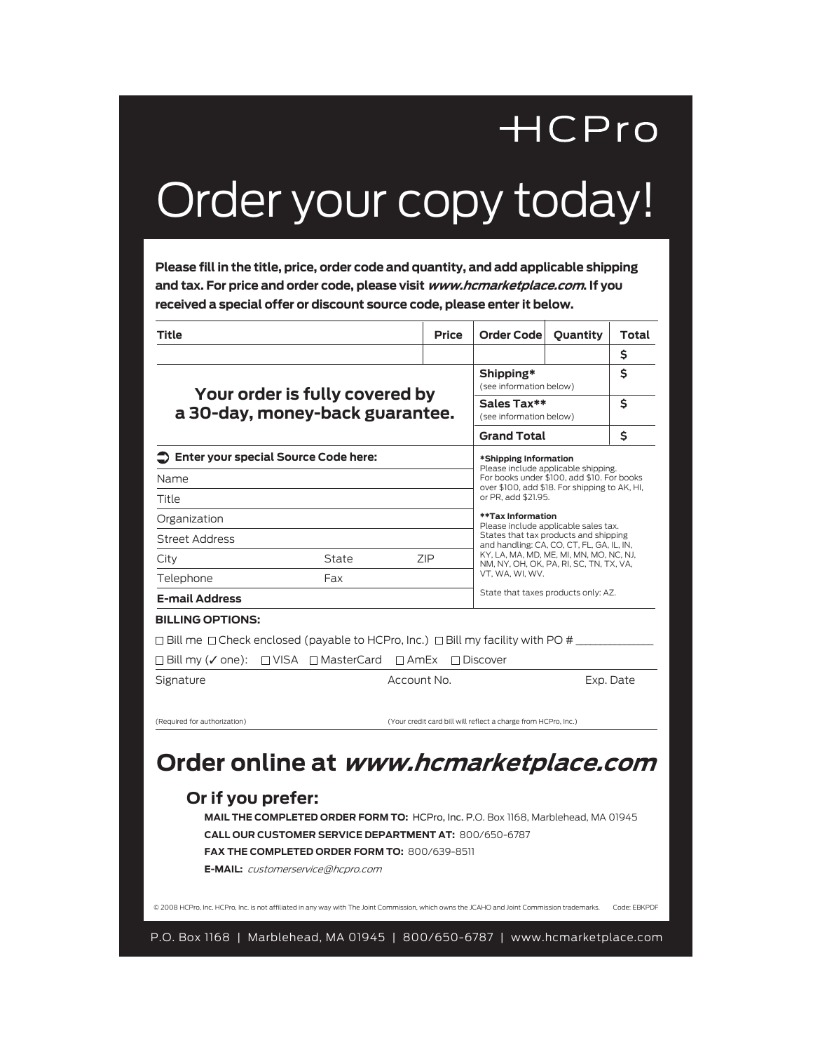HCPro

# Order your copy today!

**Please fill in the title, price, order code and quantity, and add applicable shipping and tax. For price and order code, please visit *www.hcmarketplace.com*. If you received a special offer or discount source code, please enter it below.**

| Title | Price | Order Code | Quantity | Total |
|---|---|---|---|---|
| | | | | $ |
| | | Shipping* (see information below) | | $ |
| | | Sales Tax** (see information below) | | $ |
| | | Grand Total | | $ |

**Your order is fully covered by a 30-day, money-back guarantee.**

**Enter your special Source Code here:**

Name

Title

Organization

Street Address

City State ZIP

Telephone Fax

**E-mail Address**

**\*Shipping Information**
Please include applicable shipping. For books under $100, add $10. For books over $100, add $18. For shipping to AK, HI, or PR, add $21.95.

**\*\*Tax Information**
Please include applicable sales tax. States that tax products and shipping and handling: CA, CO, CT, FL, GA, IL, IN, KY, LA, MA, MD, ME, MI, MN, MO, NC, NJ, NM, NY, OH, OK, PA, RI, SC, TN, TX, VA, VT, WA, WI, WV.

State that taxes products only: AZ.

**BILLING OPTIONS:**

☐ Bill me ☐ Check enclosed (payable to HCPro, Inc.) ☐ Bill my facility with PO # ____________

☐ Bill my (✓ one): ☐ VISA ☐ MasterCard ☐ AmEx ☐ Discover

Signature Account No. Exp. Date

(Required for authorization) (Your credit card bill will reflect a charge from HCPro, Inc.)

## Order online at *www.hcmarketplace.com*

### Or if you prefer:

**MAIL THE COMPLETED ORDER FORM TO:** HCPro, Inc. P.O. Box 1168, Marblehead, MA 01945

**CALL OUR CUSTOMER SERVICE DEPARTMENT AT:** 800/650-6787

**FAX THE COMPLETED ORDER FORM TO:** 800/639-8511

**E-MAIL:** *customerservice@hcpro.com*

© 2008 HCPro, Inc. HCPro, Inc. is not affiliated in any way with The Joint Commission, which owns the JCAHO and Joint Commission trademarks. Code: EBKPDF

P.O. Box 1168 | Marblehead, MA 01945 | 800/650-6787 | www.hcmarketplace.com